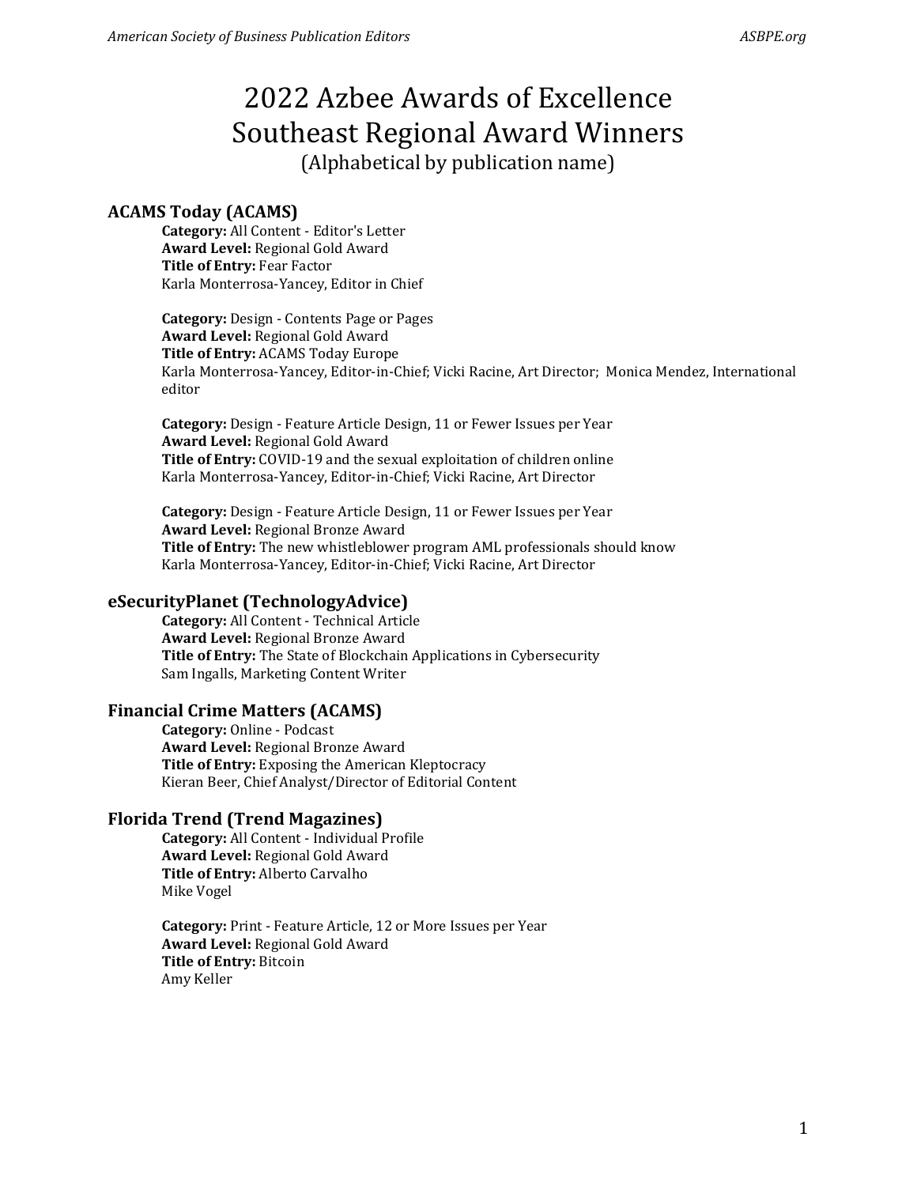# 2022 Azbee Awards of Excellence
# Southeast Regional Award Winners

(Alphabetical by publication name)

### ACAMS Today (ACAMS)

**Category:** All Content - Editor's Letter
**Award Level:** Regional Gold Award
**Title of Entry:** Fear Factor
Karla Monterrosa-Yancey, Editor in Chief

**Category:** Design - Contents Page or Pages
**Award Level:** Regional Gold Award
**Title of Entry:** ACAMS Today Europe
Karla Monterrosa-Yancey, Editor-in-Chief; Vicki Racine, Art Director; Monica Mendez, International editor

**Category:** Design - Feature Article Design, 11 or Fewer Issues per Year
**Award Level:** Regional Gold Award
**Title of Entry:** COVID-19 and the sexual exploitation of children online
Karla Monterrosa-Yancey, Editor-in-Chief; Vicki Racine, Art Director

**Category:** Design - Feature Article Design, 11 or Fewer Issues per Year
**Award Level:** Regional Bronze Award
**Title of Entry:** The new whistleblower program AML professionals should know
Karla Monterrosa-Yancey, Editor-in-Chief; Vicki Racine, Art Director

### eSecurityPlanet (TechnologyAdvice)

**Category:** All Content - Technical Article
**Award Level:** Regional Bronze Award
**Title of Entry:** The State of Blockchain Applications in Cybersecurity
Sam Ingalls, Marketing Content Writer

### Financial Crime Matters (ACAMS)

**Category:** Online - Podcast
**Award Level:** Regional Bronze Award
**Title of Entry:** Exposing the American Kleptocracy
Kieran Beer, Chief Analyst/Director of Editorial Content

### Florida Trend (Trend Magazines)

**Category:** All Content - Individual Profile
**Award Level:** Regional Gold Award
**Title of Entry:** Alberto Carvalho
Mike Vogel

**Category:** Print - Feature Article, 12 or More Issues per Year
**Award Level:** Regional Gold Award
**Title of Entry:** Bitcoin
Amy Keller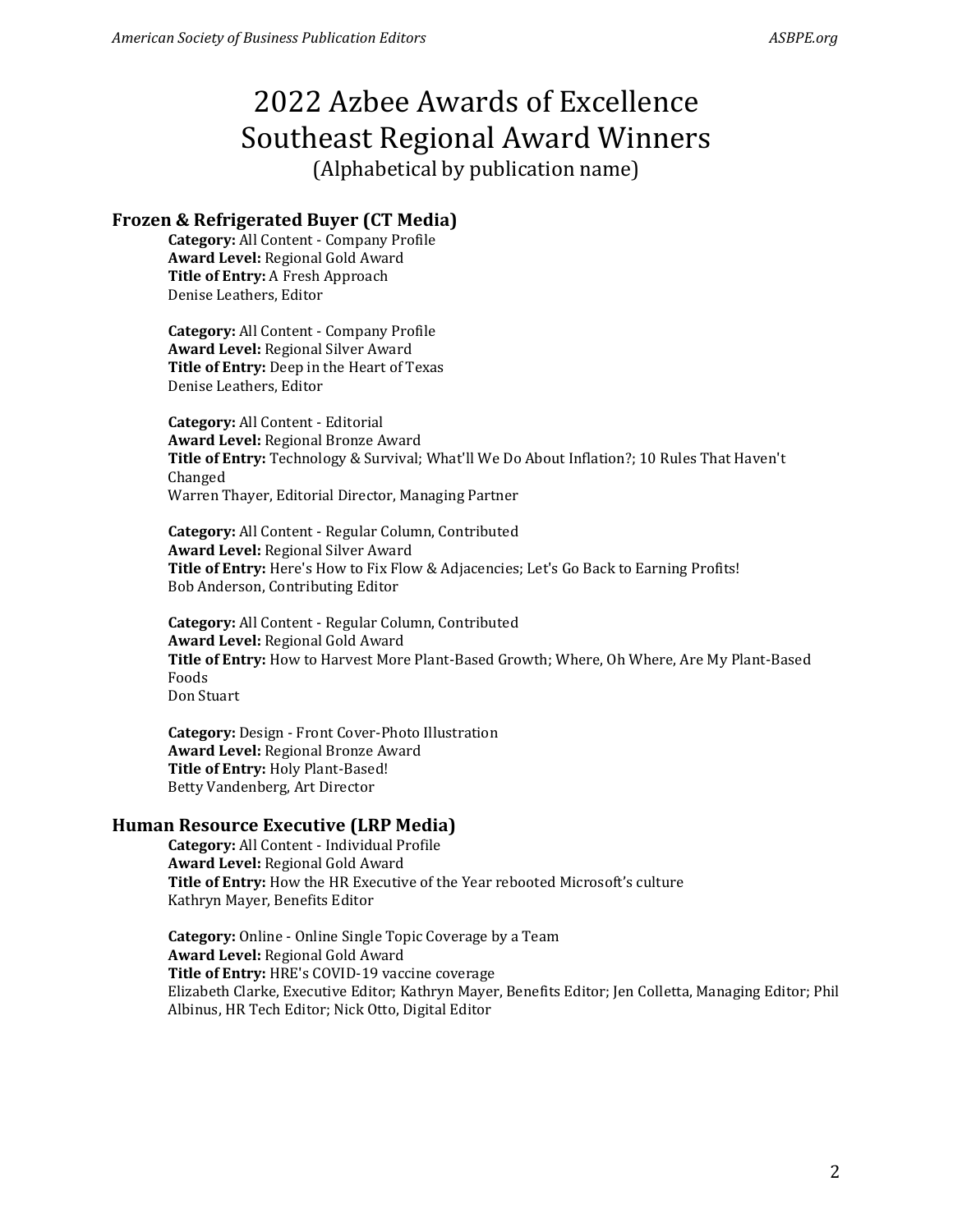# 2022 Azbee Awards of Excellence
# Southeast Regional Award Winners
(Alphabetical by publication name)

## Frozen & Refrigerated Buyer (CT Media)

**Category:** All Content - Company Profile
**Award Level:** Regional Gold Award
**Title of Entry:** A Fresh Approach
Denise Leathers, Editor

**Category:** All Content - Company Profile
**Award Level:** Regional Silver Award
**Title of Entry:** Deep in the Heart of Texas
Denise Leathers, Editor

**Category:** All Content - Editorial
**Award Level:** Regional Bronze Award
**Title of Entry:** Technology & Survival; What'll We Do About Inflation?; 10 Rules That Haven't Changed
Warren Thayer, Editorial Director, Managing Partner

**Category:** All Content - Regular Column, Contributed
**Award Level:** Regional Silver Award
**Title of Entry:** Here's How to Fix Flow & Adjacencies; Let's Go Back to Earning Profits!
Bob Anderson, Contributing Editor

**Category:** All Content - Regular Column, Contributed
**Award Level:** Regional Gold Award
**Title of Entry:** How to Harvest More Plant-Based Growth; Where, Oh Where, Are My Plant-Based Foods
Don Stuart

**Category:** Design - Front Cover-Photo Illustration
**Award Level:** Regional Bronze Award
**Title of Entry:** Holy Plant-Based!
Betty Vandenberg, Art Director

## Human Resource Executive (LRP Media)

**Category:** All Content - Individual Profile
**Award Level:** Regional Gold Award
**Title of Entry:** How the HR Executive of the Year rebooted Microsoft's culture
Kathryn Mayer, Benefits Editor

**Category:** Online - Online Single Topic Coverage by a Team
**Award Level:** Regional Gold Award
**Title of Entry:** HRE's COVID-19 vaccine coverage
Elizabeth Clarke, Executive Editor; Kathryn Mayer, Benefits Editor; Jen Colletta, Managing Editor; Phil Albinus, HR Tech Editor; Nick Otto, Digital Editor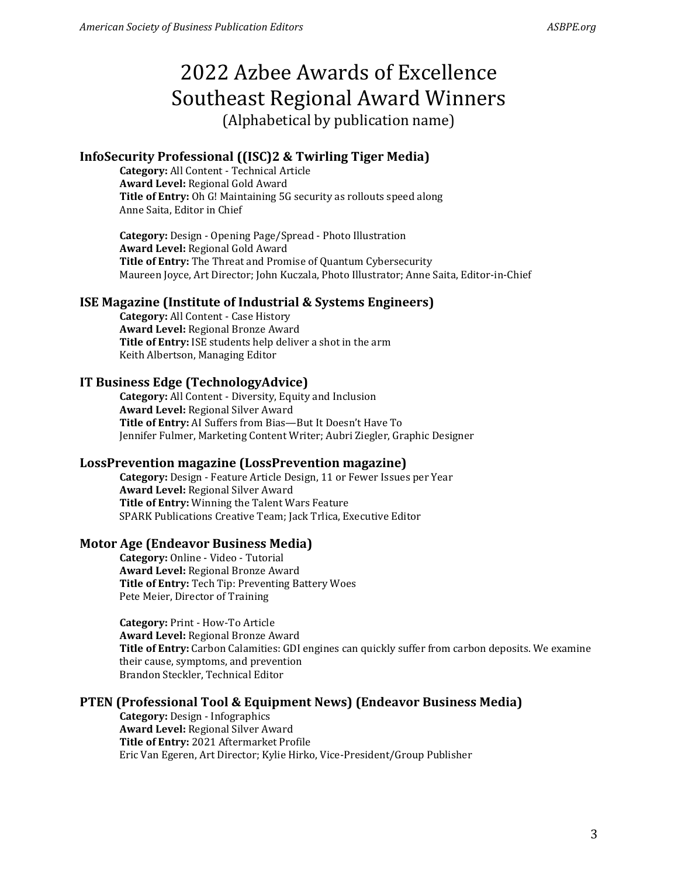# 2022 Azbee Awards of Excellence
# Southeast Regional Award Winners

(Alphabetical by publication name)

### InfoSecurity Professional ((ISC)2 & Twirling Tiger Media)

**Category:** All Content - Technical Article
**Award Level:** Regional Gold Award
**Title of Entry:** Oh G! Maintaining 5G security as rollouts speed along
Anne Saita, Editor in Chief

**Category:** Design - Opening Page/Spread - Photo Illustration
**Award Level:** Regional Gold Award
**Title of Entry:** The Threat and Promise of Quantum Cybersecurity
Maureen Joyce, Art Director; John Kuczala, Photo Illustrator; Anne Saita, Editor-in-Chief

### ISE Magazine (Institute of Industrial & Systems Engineers)

**Category:** All Content - Case History
**Award Level:** Regional Bronze Award
**Title of Entry:** ISE students help deliver a shot in the arm
Keith Albertson, Managing Editor

### IT Business Edge (TechnologyAdvice)

**Category:** All Content - Diversity, Equity and Inclusion
**Award Level:** Regional Silver Award
**Title of Entry:** AI Suffers from Bias—But It Doesn't Have To
Jennifer Fulmer, Marketing Content Writer; Aubri Ziegler, Graphic Designer

### LossPrevention magazine (LossPrevention magazine)

**Category:** Design - Feature Article Design, 11 or Fewer Issues per Year
**Award Level:** Regional Silver Award
**Title of Entry:** Winning the Talent Wars Feature
SPARK Publications Creative Team; Jack Trlica, Executive Editor

### Motor Age (Endeavor Business Media)

**Category:** Online - Video - Tutorial
**Award Level:** Regional Bronze Award
**Title of Entry:** Tech Tip: Preventing Battery Woes
Pete Meier, Director of Training

**Category:** Print - How-To Article
**Award Level:** Regional Bronze Award
**Title of Entry:** Carbon Calamities: GDI engines can quickly suffer from carbon deposits. We examine their cause, symptoms, and prevention
Brandon Steckler, Technical Editor

### PTEN (Professional Tool & Equipment News) (Endeavor Business Media)

**Category:** Design - Infographics
**Award Level:** Regional Silver Award
**Title of Entry:** 2021 Aftermarket Profile
Eric Van Egeren, Art Director; Kylie Hirko, Vice-President/Group Publisher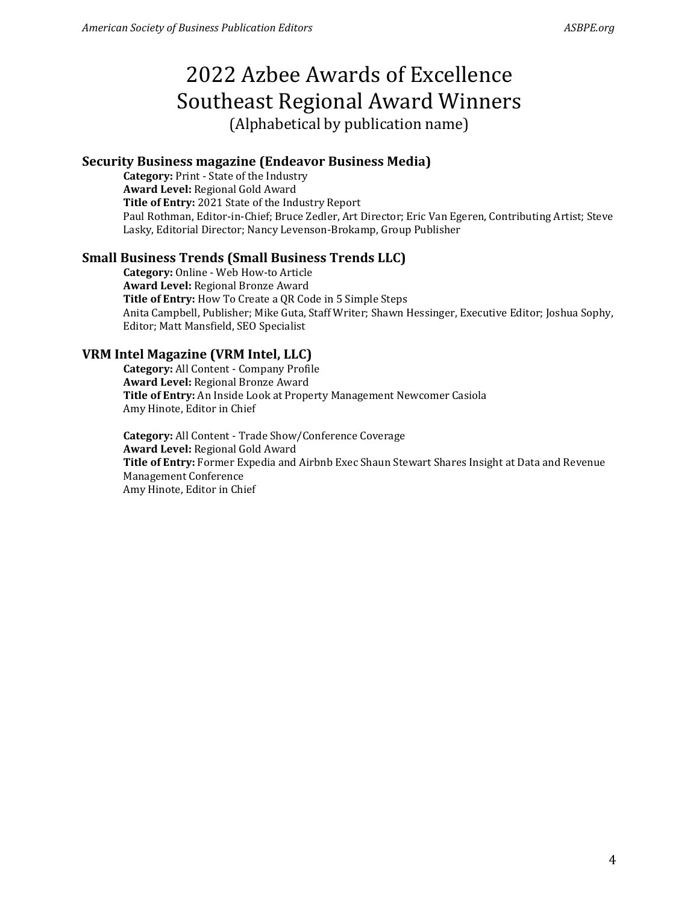# 2022 Azbee Awards of Excellence
# Southeast Regional Award Winners

(Alphabetical by publication name)

### Security Business magazine (Endeavor Business Media)

**Category:** Print - State of the Industry
**Award Level:** Regional Gold Award
**Title of Entry:** 2021 State of the Industry Report
Paul Rothman, Editor-in-Chief; Bruce Zedler, Art Director; Eric Van Egeren, Contributing Artist; Steve Lasky, Editorial Director; Nancy Levenson-Brokamp, Group Publisher

### Small Business Trends (Small Business Trends LLC)

**Category:** Online - Web How-to Article
**Award Level:** Regional Bronze Award
**Title of Entry:** How To Create a QR Code in 5 Simple Steps
Anita Campbell, Publisher; Mike Guta, Staff Writer; Shawn Hessinger, Executive Editor; Joshua Sophy, Editor; Matt Mansfield, SEO Specialist

### VRM Intel Magazine (VRM Intel, LLC)

**Category:** All Content - Company Profile
**Award Level:** Regional Bronze Award
**Title of Entry:** An Inside Look at Property Management Newcomer Casiola
Amy Hinote, Editor in Chief

**Category:** All Content - Trade Show/Conference Coverage
**Award Level:** Regional Gold Award
**Title of Entry:** Former Expedia and Airbnb Exec Shaun Stewart Shares Insight at Data and Revenue Management Conference
Amy Hinote, Editor in Chief